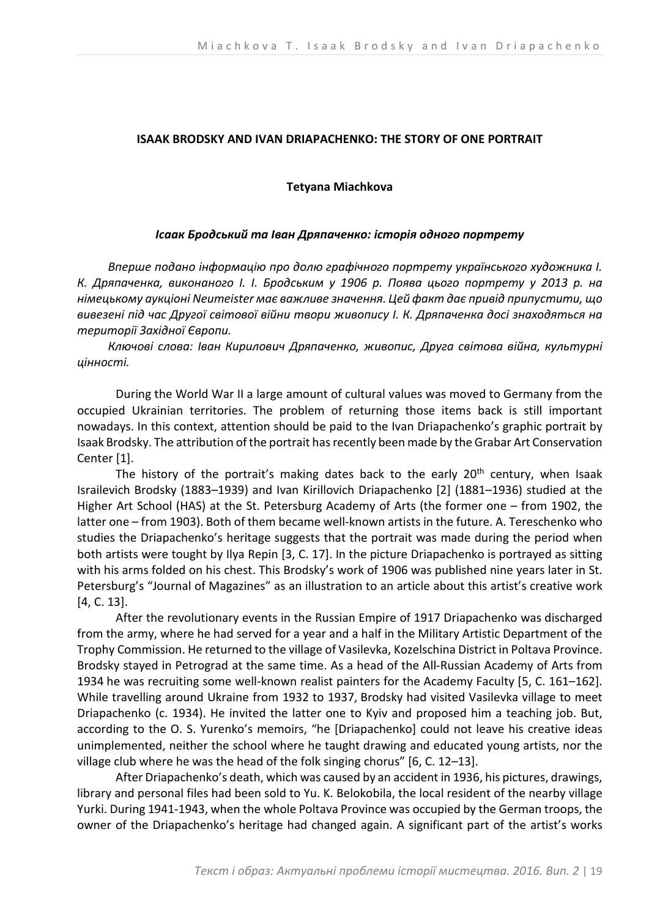## ISAAK BRODSKY AND IVAN DRIAPACHENKO: THE STORY OF ONE PORTRAIT

**Tetyana Miachkova**

***Ісаак Бродський та Іван Дряпаченко: історія одного портрету***

*Вперше подано інформацію про долю графічного портрету українського художника І. К. Дряпаченка, виконаного І. І. Бродським у 1906 р. Поява цього портрету у 2013 р. на німецькому аукціоні Neumeister має важливе значення. Цей факт дає привід припустити, що вивезені під час Другої світової війни твори живопису І. К. Дряпаченка досі знаходяться на території Західної Європи.*

*Ключові слова: Іван Кирилович Дряпаченко, живопис, Друга світова війна, культурні цінності.*

During the World War II a large amount of cultural values was moved to Germany from the occupied Ukrainian territories. The problem of returning those items back is still important nowadays. In this context, attention should be paid to the Ivan Driapachenko's graphic portrait by Isaak Brodsky. The attribution of the portrait has recently been made by the Grabar Art Conservation Center [1].

The history of the portrait's making dates back to the early 20th century, when Isaak Israilevich Brodsky (1883–1939) and Ivan Kirillovich Driapachenko [2] (1881–1936) studied at the Higher Art School (HAS) at the St. Petersburg Academy of Arts (the former one – from 1902, the latter one – from 1903). Both of them became well-known artists in the future. A. Tereschenko who studies the Driapachenko's heritage suggests that the portrait was made during the period when both artists were tought by Ilya Repin [3, C. 17]. In the picture Driapachenko is portrayed as sitting with his arms folded on his chest. This Brodsky's work of 1906 was published nine years later in St. Petersburg's "Journal of Magazines" as an illustration to an article about this artist's creative work [4, C. 13].

After the revolutionary events in the Russian Empire of 1917 Driapachenko was discharged from the army, where he had served for a year and a half in the Military Artistic Department of the Trophy Commission. He returned to the village of Vasilevka, Kozelschina District in Poltava Province. Brodsky stayed in Petrograd at the same time. As a head of the All-Russian Academy of Arts from 1934 he was recruiting some well-known realist painters for the Academy Faculty [5, C. 161–162]. While travelling around Ukraine from 1932 to 1937, Brodsky had visited Vasilevka village to meet Driapachenko (c. 1934). He invited the latter one to Kyiv and proposed him a teaching job. But, according to the O. S. Yurenko's memoirs, "he [Driapachenko] could not leave his creative ideas unimplemented, neither the school where he taught drawing and educated young artists, nor the village club where he was the head of the folk singing chorus" [6, C. 12–13].

After Driapachenko's death, which was caused by an accident in 1936, his pictures, drawings, library and personal files had been sold to Yu. K. Belokobila, the local resident of the nearby village Yurki. During 1941-1943, when the whole Poltava Province was occupied by the German troops, the owner of the Driapachenko's heritage had changed again. A significant part of the artist's works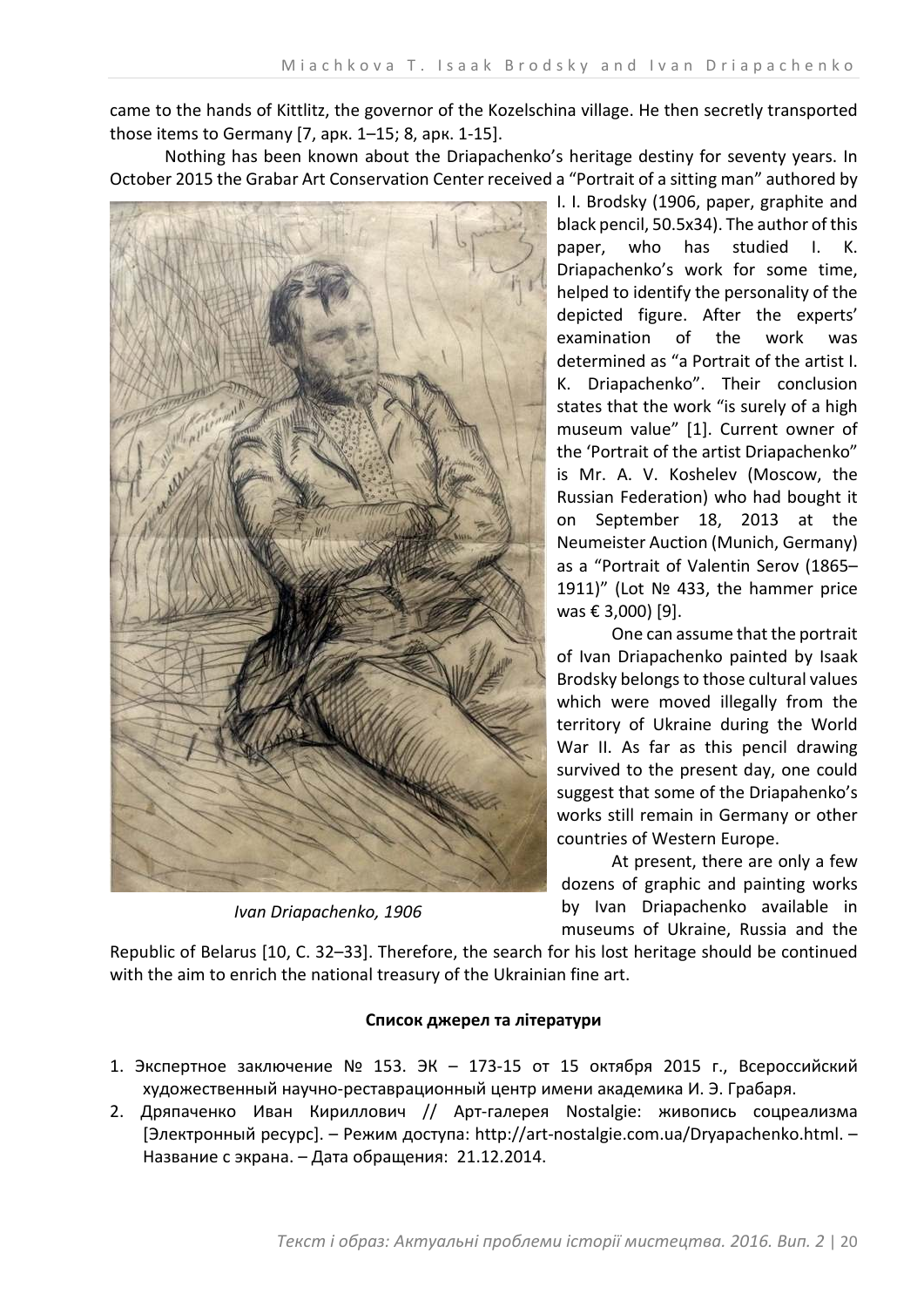came to the hands of Kittlitz, the governor of the Kozelschina village. He then secretly transported those items to Germany [7, арк. 1–15; 8, арк. 1-15].

Nothing has been known about the Driapachenko's heritage destiny for seventy years. In October 2015 the Grabar Art Conservation Center received a "Portrait of a sitting man" authored by I. I. Brodsky (1906, paper, graphite and black pencil, 50.5x34). The author of this paper, who has studied I. K. Driapachenko's work for some time, helped to identify the personality of the depicted figure. After the experts' examination of the work was determined as "a Portrait of the artist I. K. Driapachenko". Their conclusion states that the work "is surely of a high museum value" [1]. Current owner of the 'Portrait of the artist Driapachenko" is Mr. A. V. Koshelev (Moscow, the Russian Federation) who had bought it on September 18, 2013 at the Neumeister Auction (Munich, Germany) as a "Portrait of Valentin Serov (1865–1911)" (Lot № 433, the hammer price was € 3,000) [9].

*Ivan Driapachenko, 1906*

One can assume that the portrait of Ivan Driapachenko painted by Isaak Brodsky belongs to those cultural values which were moved illegally from the territory of Ukraine during the World War II. As far as this pencil drawing survived to the present day, one could suggest that some of the Driapahenko's works still remain in Germany or other countries of Western Europe.

At present, there are only a few dozens of graphic and painting works by Ivan Driapachenko available in museums of Ukraine, Russia and the Republic of Belarus [10, С. 32–33]. Therefore, the search for his lost heritage should be continued with the aim to enrich the national treasury of the Ukrainian fine art.

**Список джерел та літератури**

1. Экспертное заключение № 153. ЭК – 173-15 от 15 октября 2015 г., Всероссийский художественный научно-реставрационный центр имени академика И. Э. Грабаря.
2. Дряпаченко Иван Кириллович // Арт-галерея Nostalgie: живопись соцреализма [Электронный ресурс]. – Режим доступа: http://art-nostalgie.com.ua/Dryapachenko.html. – Название с экрана. – Дата обращения: 21.12.2014.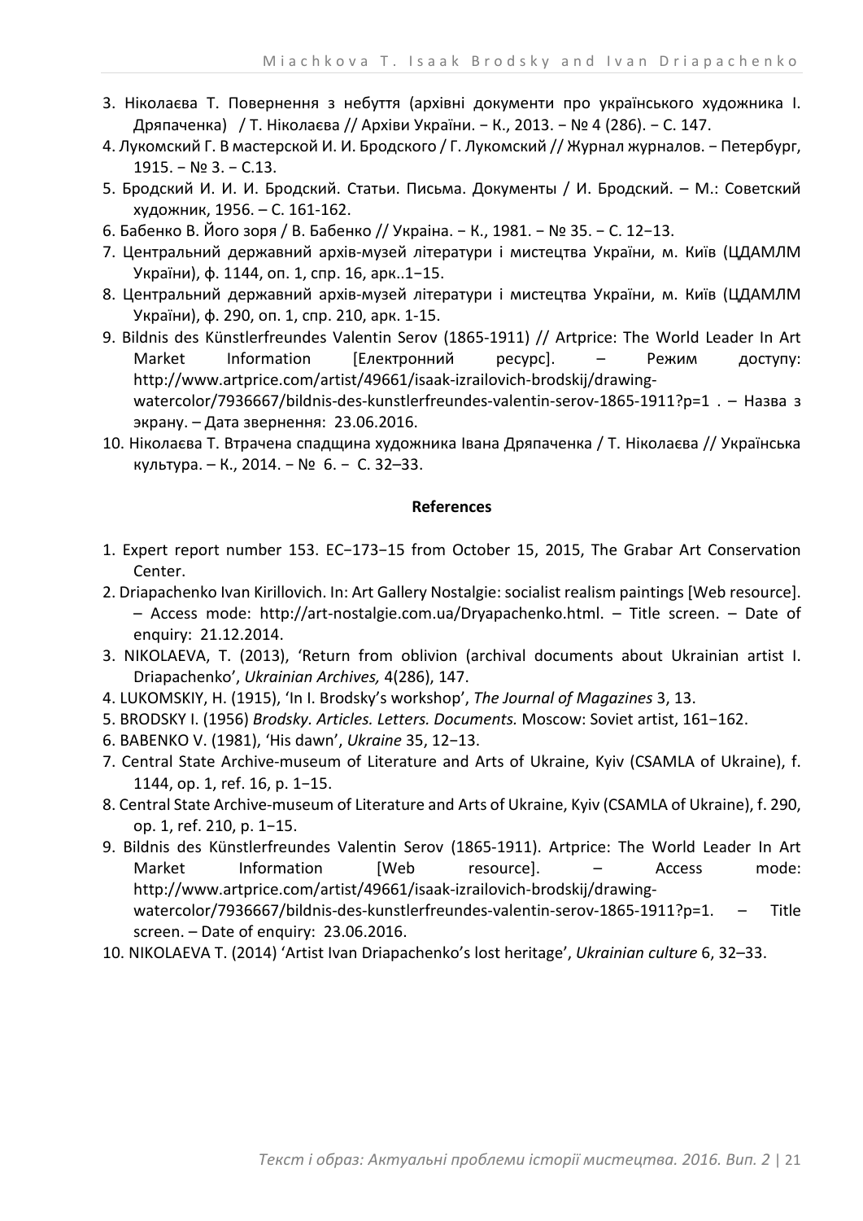3. Ніколаєва Т. Повернення з небуття (архівні документи про українського художника І. Дряпаченка) / Т. Ніколаєва // Архіви України. − К., 2013. − № 4 (286). − С. 147.
4. Лукомский Г. В мастерской И. И. Бродского / Г. Лукомский // Журнал журналов. − Петербург, 1915. − № 3. − С.13.
5. Бродский И. И. И. Бродский. Статьи. Письма. Документы / И. Бродский. – М.: Советский художник, 1956. – С. 161-162.
6. Бабенко В. Його зоря / В. Бабенко // Україна. − К., 1981. − № 35. − С. 12−13.
7. Центральний державний архів-музей літератури і мистецтва України, м. Київ (ЦДАМЛМ України), ф. 1144, оп. 1, спр. 16, арк..1−15.
8. Центральний державний архів-музей літератури і мистецтва України, м. Київ (ЦДАМЛМ України), ф. 290, оп. 1, спр. 210, арк. 1-15.
9. Bildnis des Künstlerfreundes Valentin Serov (1865-1911) // Artprice: The World Leader In Art Market Information [Електронний ресурс]. – Режим доступу: http://www.artprice.com/artist/49661/isaak-izrailovich-brodskij/drawing-watercolor/7936667/bildnis-des-kunstlerfreundes-valentin-serov-1865-1911?p=1 . – Назва з екрану. – Дата звернення: 23.06.2016.
10. Ніколаєва Т. Втрачена спадщина художника Івана Дряпаченка / Т. Ніколаєва // Українська культура. – К., 2014. − № 6. − С. 32–33.

**References**

1. Expert report number 153. EC−173−15 from October 15, 2015, The Grabar Art Conservation Center.
2. Driapachenko Ivan Kirillovich. In: Art Gallery Nostalgie: socialist realism paintings [Web resource]. – Access mode: http://art-nostalgie.com.ua/Dryapachenko.html. – Title screen. – Date of enquiry: 21.12.2014.
3. NIKOLAEVA, T. (2013), 'Return from oblivion (archival documents about Ukrainian artist I. Driapachenko', *Ukrainian Archives,* 4(286), 147.
4. LUKOMSKIY, H. (1915), 'In I. Brodsky's workshop', *The Journal of Magazines* 3, 13.
5. BRODSKY I. (1956) *Brodsky. Articles. Letters. Documents.* Moscow: Soviet artist, 161−162.
6. BABENKO V. (1981), 'His dawn', *Ukraine* 35, 12−13.
7. Central State Archive-museum of Literature and Arts of Ukraine, Kyiv (CSAMLA of Ukraine), f. 1144, op. 1, ref. 16, p. 1−15.
8. Central State Archive-museum of Literature and Arts of Ukraine, Kyiv (CSAMLA of Ukraine), f. 290, op. 1, ref. 210, p. 1−15.
9. Bildnis des Künstlerfreundes Valentin Serov (1865-1911). Artprice: The World Leader In Art Market Information [Web resource]. – Access mode: http://www.artprice.com/artist/49661/isaak-izrailovich-brodskij/drawing-watercolor/7936667/bildnis-des-kunstlerfreundes-valentin-serov-1865-1911?p=1. – Title screen. – Date of enquiry: 23.06.2016.
10. NIKOLAEVA T. (2014) 'Artist Ivan Driapachenko's lost heritage', *Ukrainian culture* 6, 32–33.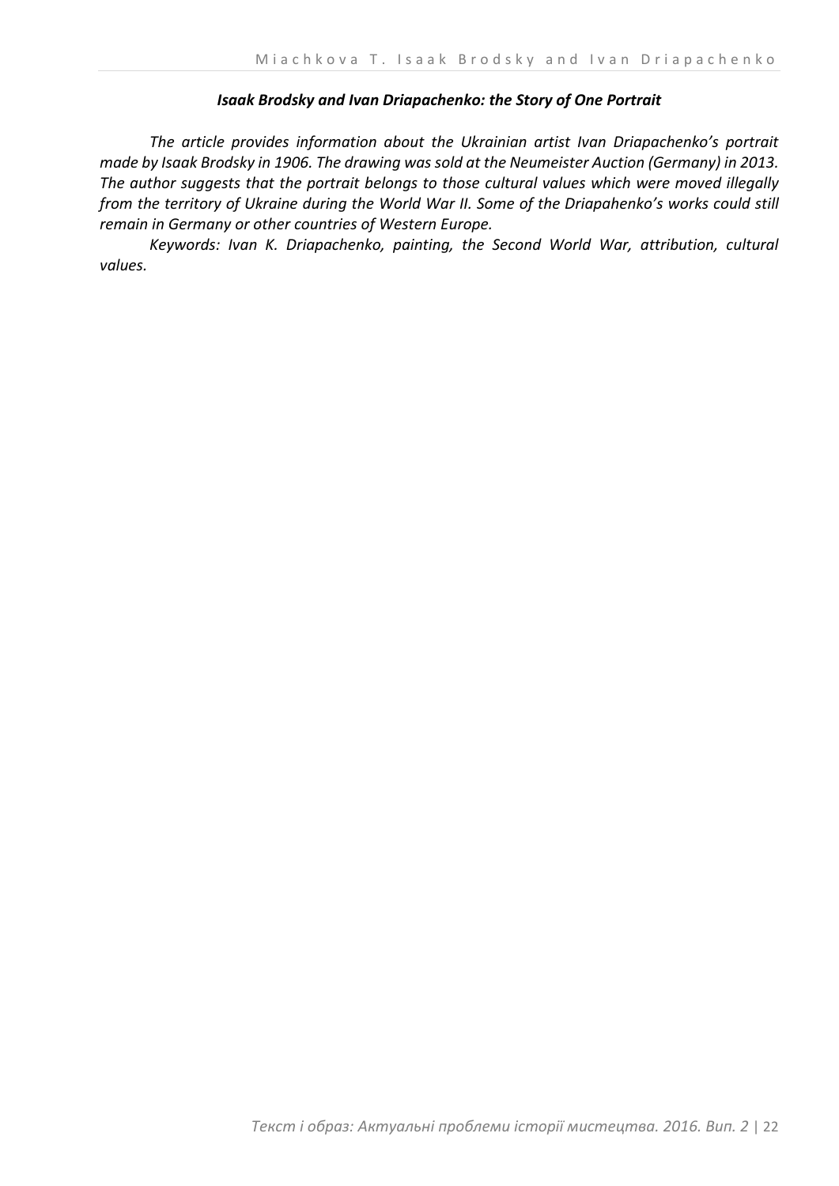***Isaak Brodsky and Ivan Driapachenko: the Story of One Portrait***

*The article provides information about the Ukrainian artist Ivan Driapachenko's portrait made by Isaak Brodsky in 1906. The drawing was sold at the Neumeister Auction (Germany) in 2013. The author suggests that the portrait belongs to those cultural values which were moved illegally from the territory of Ukraine during the World War II. Some of the Driapahenko's works could still remain in Germany or other countries of Western Europe.*

*Keywords: Ivan K. Driapachenko, painting, the Second World War, attribution, cultural values.*